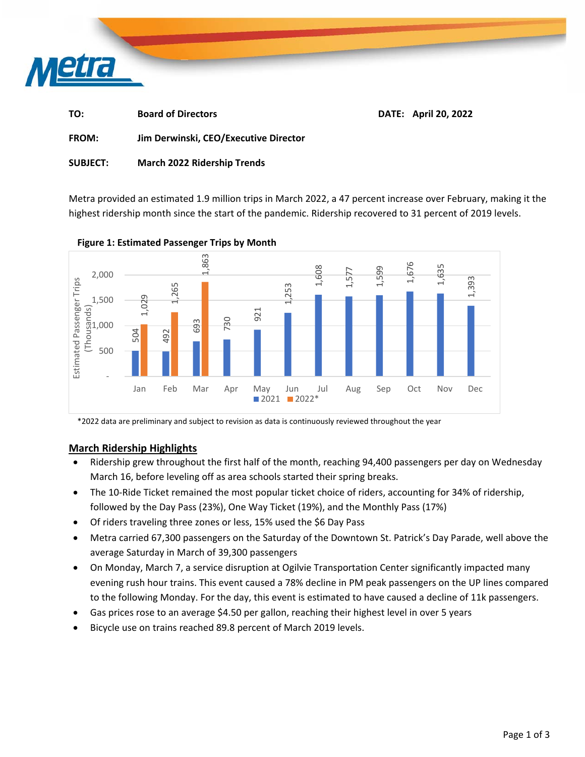| | |
|---|---|
| **TO:** | **Board of Directors** |
| **FROM:** | **Jim Derwinski, CEO/Executive Director** |
| **SUBJECT:** | **March 2022 Ridership Trends** |

**DATE: April 20, 2022**

Metra provided an estimated 1.9 million trips in March 2022, a 47 percent increase over February, making it the highest ridership month since the start of the pandemic. Ridership recovered to 31 percent of 2019 levels.

**Figure 1: Estimated Passenger Trips by Month**

Estimated Passenger Trips (Thousands)

| Month | 2021 | 2022* |
|---|---|---|
| Jan | 504 | 1,029 |
| Feb | 492 | 1,265 |
| Mar | 693 | 1,863 |
| Apr | 730 | |
| May | 921 | |
| Jun | 1,253 | |
| Jul | 1,608 | |
| Aug | 1,577 | |
| Sep | 1,599 | |
| Oct | 1,676 | |
| Nov | 1,635 | |
| Dec | 1,393 | |

*2022 data are preliminary and subject to revision as data is continuously reviewed throughout the year

## March Ridership Highlights

- Ridership grew throughout the first half of the month, reaching 94,400 passengers per day on Wednesday March 16, before leveling off as area schools started their spring breaks.
- The 10-Ride Ticket remained the most popular ticket choice of riders, accounting for 34% of ridership, followed by the Day Pass (23%), One Way Ticket (19%), and the Monthly Pass (17%)
- Of riders traveling three zones or less, 15% used the $6 Day Pass
- Metra carried 67,300 passengers on the Saturday of the Downtown St. Patrick's Day Parade, well above the average Saturday in March of 39,300 passengers
- On Monday, March 7, a service disruption at Ogilvie Transportation Center significantly impacted many evening rush hour trains. This event caused a 78% decline in PM peak passengers on the UP lines compared to the following Monday. For the day, this event is estimated to have caused a decline of 11k passengers.
- Gas prices rose to an average $4.50 per gallon, reaching their highest level in over 5 years
- Bicycle use on trains reached 89.8 percent of March 2019 levels.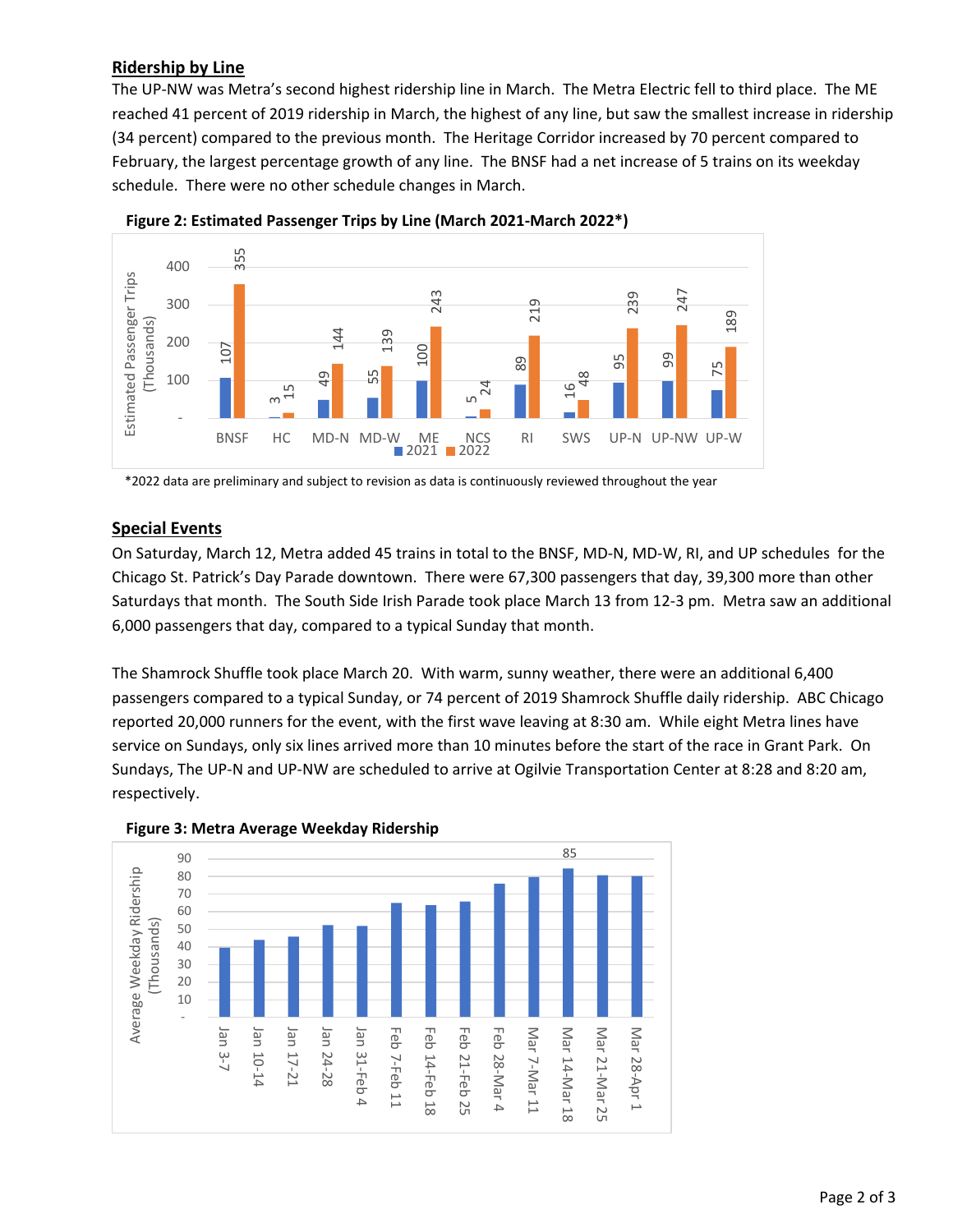## Ridership by Line

The UP-NW was Metra's second highest ridership line in March. The Metra Electric fell to third place. The ME reached 41 percent of 2019 ridership in March, the highest of any line, but saw the smallest increase in ridership (34 percent) compared to the previous month. The Heritage Corridor increased by 70 percent compared to February, the largest percentage growth of any line. The BNSF had a net increase of 5 trains on its weekday schedule. There were no other schedule changes in March.

**Figure 2: Estimated Passenger Trips by Line (March 2021-March 2022*)**

| Line | 2021 | 2022 |
|---|---|---|
| BNSF | 107 | 355 |
| HC | 3 | 15 |
| MD-N | 49 | 144 |
| MD-W | 55 | 139 |
| ME | 100 | 243 |
| NCS | 5 | 24 |
| RI | 89 | 219 |
| SWS | 16 | 48 |
| UP-N | 95 | 239 |
| UP-NW | 99 | 247 |
| UP-W | 75 | 189 |

Estimated Passenger Trips (Thousands)

*2022 data are preliminary and subject to revision as data is continuously reviewed throughout the year

## Special Events

On Saturday, March 12, Metra added 45 trains in total to the BNSF, MD-N, MD-W, RI, and UP schedules for the Chicago St. Patrick's Day Parade downtown. There were 67,300 passengers that day, 39,300 more than other Saturdays that month. The South Side Irish Parade took place March 13 from 12-3 pm. Metra saw an additional 6,000 passengers that day, compared to a typical Sunday that month.

The Shamrock Shuffle took place March 20. With warm, sunny weather, there were an additional 6,400 passengers compared to a typical Sunday, or 74 percent of 2019 Shamrock Shuffle daily ridership. ABC Chicago reported 20,000 runners for the event, with the first wave leaving at 8:30 am. While eight Metra lines have service on Sundays, only six lines arrived more than 10 minutes before the start of the race in Grant Park. On Sundays, The UP-N and UP-NW are scheduled to arrive at Ogilvie Transportation Center at 8:28 and 8:20 am, respectively.

**Figure 3: Metra Average Weekday Ridership**

Average Weekday Ridership (Thousands) by week: Jan 3-7, Jan 10-14, Jan 17-21, Jan 24-28, Jan 31-Feb 4, Feb 7-Feb 11, Feb 14-Feb 18, Feb 21-Feb 25, Feb 28-Mar 4, Mar 7-Mar 11, Mar 14-Mar 18 (85), Mar 21-Mar 25, Mar 28-Apr 1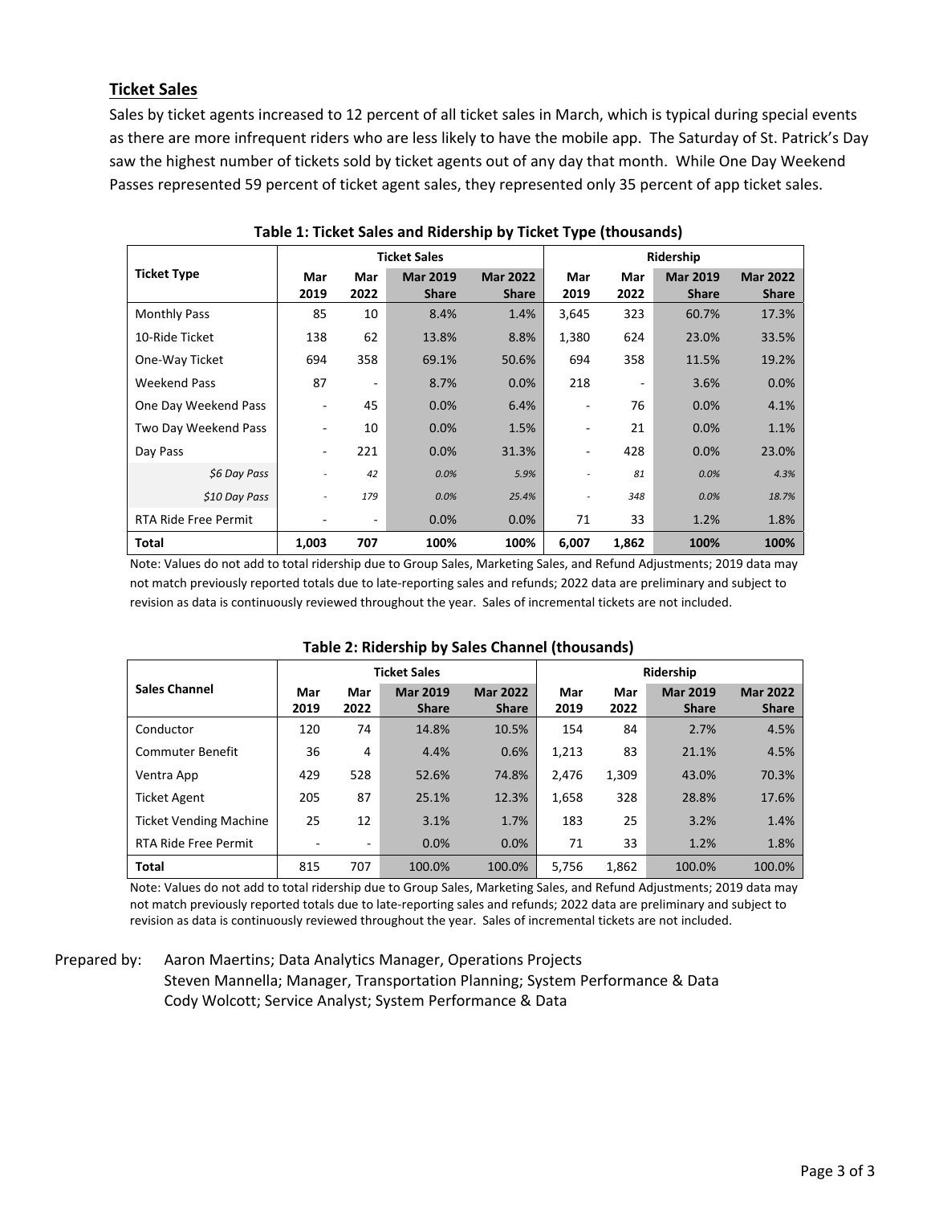## Ticket Sales

Sales by ticket agents increased to 12 percent of all ticket sales in March, which is typical during special events as there are more infrequent riders who are less likely to have the mobile app. The Saturday of St. Patrick's Day saw the highest number of tickets sold by ticket agents out of any day that month. While One Day Weekend Passes represented 59 percent of ticket agent sales, they represented only 35 percent of app ticket sales.

**Table 1: Ticket Sales and Ridership by Ticket Type (thousands)**

| Ticket Type | Ticket Sales | | | | Ridership | | | |
|---|---|---|---|---|---|---|---|---|
| | Mar 2019 | Mar 2022 | Mar 2019 Share | Mar 2022 Share | Mar 2019 | Mar 2022 | Mar 2019 Share | Mar 2022 Share |
| Monthly Pass | 85 | 10 | 8.4% | 1.4% | 3,645 | 323 | 60.7% | 17.3% |
| 10-Ride Ticket | 138 | 62 | 13.8% | 8.8% | 1,380 | 624 | 23.0% | 33.5% |
| One-Way Ticket | 694 | 358 | 69.1% | 50.6% | 694 | 358 | 11.5% | 19.2% |
| Weekend Pass | 87 | - | 8.7% | 0.0% | 218 | - | 3.6% | 0.0% |
| One Day Weekend Pass | - | 45 | 0.0% | 6.4% | - | 76 | 0.0% | 4.1% |
| Two Day Weekend Pass | - | 10 | 0.0% | 1.5% | - | 21 | 0.0% | 1.1% |
| Day Pass | - | 221 | 0.0% | 31.3% | - | 428 | 0.0% | 23.0% |
| *$6 Day Pass* | *-* | *42* | *0.0%* | *5.9%* | *-* | *81* | *0.0%* | *4.3%* |
| *$10 Day Pass* | *-* | *179* | *0.0%* | *25.4%* | *-* | *348* | *0.0%* | *18.7%* |
| RTA Ride Free Permit | - | - | 0.0% | 0.0% | 71 | 33 | 1.2% | 1.8% |
| **Total** | **1,003** | **707** | **100%** | **100%** | **6,007** | **1,862** | **100%** | **100%** |

Note: Values do not add to total ridership due to Group Sales, Marketing Sales, and Refund Adjustments; 2019 data may not match previously reported totals due to late-reporting sales and refunds; 2022 data are preliminary and subject to revision as data is continuously reviewed throughout the year. Sales of incremental tickets are not included.

**Table 2: Ridership by Sales Channel (thousands)**

| Sales Channel | Ticket Sales | | | | Ridership | | | |
|---|---|---|---|---|---|---|---|---|
| | Mar 2019 | Mar 2022 | Mar 2019 Share | Mar 2022 Share | Mar 2019 | Mar 2022 | Mar 2019 Share | Mar 2022 Share |
| Conductor | 120 | 74 | 14.8% | 10.5% | 154 | 84 | 2.7% | 4.5% |
| Commuter Benefit | 36 | 4 | 4.4% | 0.6% | 1,213 | 83 | 21.1% | 4.5% |
| Ventra App | 429 | 528 | 52.6% | 74.8% | 2,476 | 1,309 | 43.0% | 70.3% |
| Ticket Agent | 205 | 87 | 25.1% | 12.3% | 1,658 | 328 | 28.8% | 17.6% |
| Ticket Vending Machine | 25 | 12 | 3.1% | 1.7% | 183 | 25 | 3.2% | 1.4% |
| RTA Ride Free Permit | - | - | 0.0% | 0.0% | 71 | 33 | 1.2% | 1.8% |
| **Total** | 815 | 707 | 100.0% | 100.0% | 5,756 | 1,862 | 100.0% | 100.0% |

Note: Values do not add to total ridership due to Group Sales, Marketing Sales, and Refund Adjustments; 2019 data may not match previously reported totals due to late-reporting sales and refunds; 2022 data are preliminary and subject to revision as data is continuously reviewed throughout the year. Sales of incremental tickets are not included.

Prepared by: Aaron Maertins; Data Analytics Manager, Operations Projects
Steven Mannella; Manager, Transportation Planning; System Performance & Data
Cody Wolcott; Service Analyst; System Performance & Data